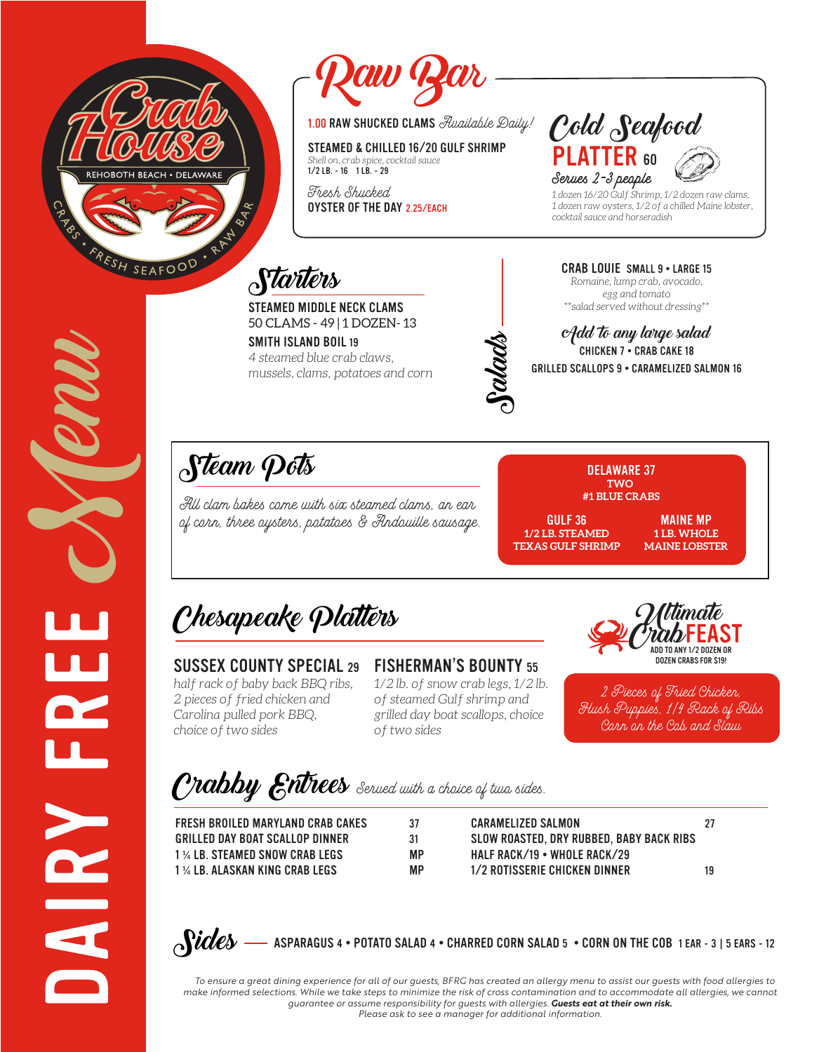# Crab House

REHOBOTH BEACH • DELAWARE

CRABS • FRESH SEAFOOD • RAW BAR

# DAIRY FREE Menu

## Raw Bar

**1.00 RAW SHUCKED CLAMS** *Available Daily!*

**STEAMED & CHILLED 16/20 GULF SHRIMP**
*Shell on, crab spice, cocktail sauce*
1/2 LB. - 16 1 LB. - 29

*Fresh Shucked*
**OYSTER OF THE DAY** 2.25/EACH

### Cold Seafood PLATTER 60

*Serves 2-3 people*

*1 dozen 16/20 Gulf Shrimp, 1/2 dozen raw clams, 1 dozen raw oysters, 1/2 of a chilled Maine lobster, cocktail sauce and horseradish*

## Starters

**STEAMED MIDDLE NECK CLAMS**
50 CLAMS - 49 | 1 DOZEN- 13

**SMITH ISLAND BOIL** 19
*4 steamed blue crab claws, mussels, clams, potatoes and corn*

## Salads

**CRAB LOUIE** SMALL 9 • LARGE 15
*Romaine, lump crab, avocado, egg and tomato*
*\*\*salad served without dressing\*\**

*Add to any large salad*
CHICKEN 7 • CRAB CAKE 18
GRILLED SCALLOPS 9 • CARAMELIZED SALMON 16

## Steam Pots

*All clam bakes come with six steamed clams, an ear of corn, three oysters, potatoes & Andouille sausage.*

**DELAWARE 37**
TWO #1 BLUE CRABS

**GULF 36**
1/2 LB. STEAMED TEXAS GULF SHRIMP

**MAINE MP**
1 LB. WHOLE MAINE LOBSTER

## Chesapeake Platters

**SUSSEX COUNTY SPECIAL 29**
*half rack of baby back BBQ ribs, 2 pieces of fried chicken and Carolina pulled pork BBQ, choice of two sides*

**FISHERMAN'S BOUNTY 55**
*1/2 lb. of snow crab legs, 1/2 lb. of steamed Gulf shrimp and grilled day boat scallops, choice of two sides*

### Ultimate CrabFEAST

ADD TO ANY 1/2 DOZEN OR DOZEN CRABS FOR $19!

*2 Pieces of Fried Chicken, Hush Puppies, 1/4 Rack of Ribs, Corn on the Cob and Slaw*

## Crabby Entrees

*Served with a choice of two sides.*

| | |
|---|---|
| FRESH BROILED MARYLAND CRAB CAKES | 37 |
| GRILLED DAY BOAT SCALLOP DINNER | 31 |
| 1 ¼ LB. STEAMED SNOW CRAB LEGS | MP |
| 1 ¼ LB. ALASKAN KING CRAB LEGS | MP |
| CARAMELIZED SALMON | 27 |
| SLOW ROASTED, DRY RUBBED, BABY BACK RIBS HALF RACK/19 • WHOLE RACK/29 | |
| 1/2 ROTISSERIE CHICKEN DINNER | 19 |

## Sides

ASPARAGUS 4 • POTATO SALAD 4 • CHARRED CORN SALAD 5 • CORN ON THE COB 1 EAR - 3 | 5 EARS - 12

*To ensure a great dining experience for all of our guests, BFRG has created an allergy menu to assist our guests with food allergies to make informed selections. While we take steps to minimize the risk of cross contamination and to accommodate all allergies, we cannot guarantee or assume responsibility for guests with allergies.* ***Guests eat at their own risk.*** *Please ask to see a manager for additional information.*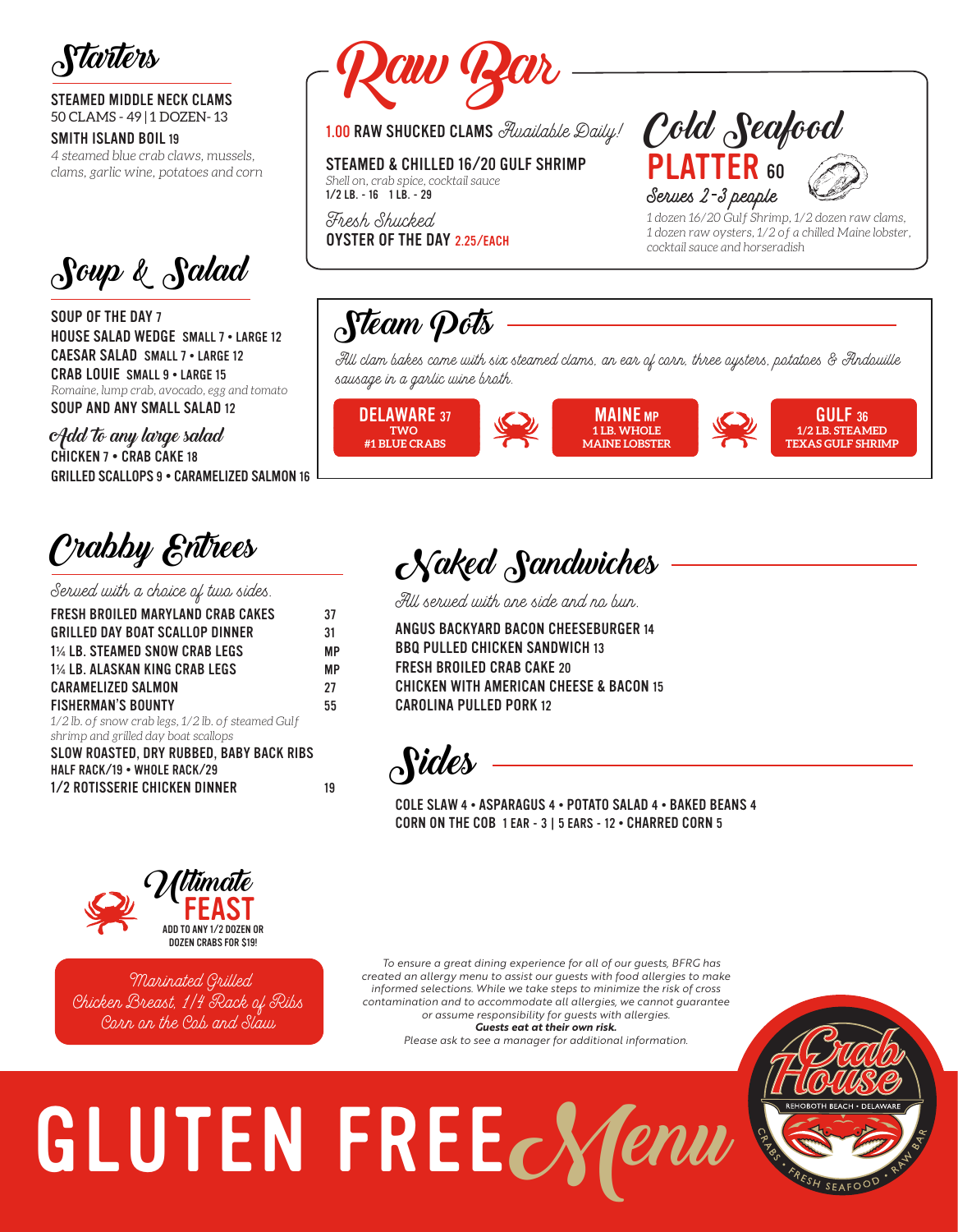# GLUTEN FREE Menu

Crab House — Rehoboth Beach • Delaware — Crabs • Fresh Seafood • Raw Bar

## Starters

**STEAMED MIDDLE NECK CLAMS**
50 CLAMS - 49 | 1 DOZEN - 13

**SMITH ISLAND BOIL 19**
*4 steamed blue crab claws, mussels, clams, garlic wine, potatoes and corn*

## Raw Bar

**1.00 RAW SHUCKED CLAMS** *Available Daily!*

**STEAMED & CHILLED 16/20 GULF SHRIMP**
*Shell on, crab spice, cocktail sauce*
1/2 LB. - 16   1 LB. - 29

*Fresh Shucked*
**OYSTER OF THE DAY 2.25/EACH**

### Cold Seafood PLATTER 60

*Serves 2-3 people*

*1 dozen 16/20 Gulf Shrimp, 1/2 dozen raw clams, 1 dozen raw oysters, 1/2 of a chilled Maine lobster, cocktail sauce and horseradish*

## Soup & Salad

**SOUP OF THE DAY 7**
**HOUSE SALAD WEDGE** SMALL 7 • LARGE 12
**CAESAR SALAD** SMALL 7 • LARGE 12
**CRAB LOUIE** SMALL 9 • LARGE 15
*Romaine, lump crab, avocado, egg and tomato*
**SOUP AND ANY SMALL SALAD 12**

### Add to any large salad

CHICKEN 7 • CRAB CAKE 18
GRILLED SCALLOPS 9 • CARAMELIZED SALMON 16

## Steam Pots

*All clam bakes come with six steamed clams, an ear of corn, three oysters, potatoes & Andouille sausage in a garlic wine broth.*

- **DELAWARE 37** — TWO #1 BLUE CRABS
- **MAINE MP** — 1 LB. WHOLE MAINE LOBSTER
- **GULF 36** — 1/2 LB. STEAMED TEXAS GULF SHRIMP

## Crabby Entrees

*Served with a choice of two sides.*

| | |
|---|---|
| FRESH BROILED MARYLAND CRAB CAKES | 37 |
| GRILLED DAY BOAT SCALLOP DINNER | 31 |
| 1¼ LB. STEAMED SNOW CRAB LEGS | MP |
| 1¼ LB. ALASKAN KING CRAB LEGS | MP |
| CARAMELIZED SALMON | 27 |
| FISHERMAN'S BOUNTY | 55 |

*1/2 lb. of snow crab legs, 1/2 lb. of steamed Gulf shrimp and grilled day boat scallops*

**SLOW ROASTED, DRY RUBBED, BABY BACK RIBS**
HALF RACK/19 • WHOLE RACK/29

**1/2 ROTISSERIE CHICKEN DINNER** 19

## Naked Sandwiches

*All served with one side and no bun.*

**ANGUS BACKYARD BACON CHEESEBURGER 14**
**BBQ PULLED CHICKEN SANDWICH 13**
**FRESH BROILED CRAB CAKE 20**
**CHICKEN WITH AMERICAN CHEESE & BACON 15**
**CAROLINA PULLED PORK 12**

## Sides

COLE SLAW 4 • ASPARAGUS 4 • POTATO SALAD 4 • BAKED BEANS 4
CORN ON THE COB 1 EAR - 3 | 5 EARS - 12 • CHARRED CORN 5

## Ultimate FEAST

ADD TO ANY 1/2 DOZEN OR DOZEN CRABS FOR $19!

*Marinated Grilled Chicken Breast, 1/4 Rack of Ribs Corn on the Cob and Slaw*

*To ensure a great dining experience for all of our guests, BFRG has created an allergy menu to assist our guests with food allergies to make informed selections. While we take steps to minimize the risk of cross contamination and to accommodate all allergies, we cannot guarantee or assume responsibility for guests with allergies.*
***Guests eat at their own risk.***
*Please ask to see a manager for additional information.*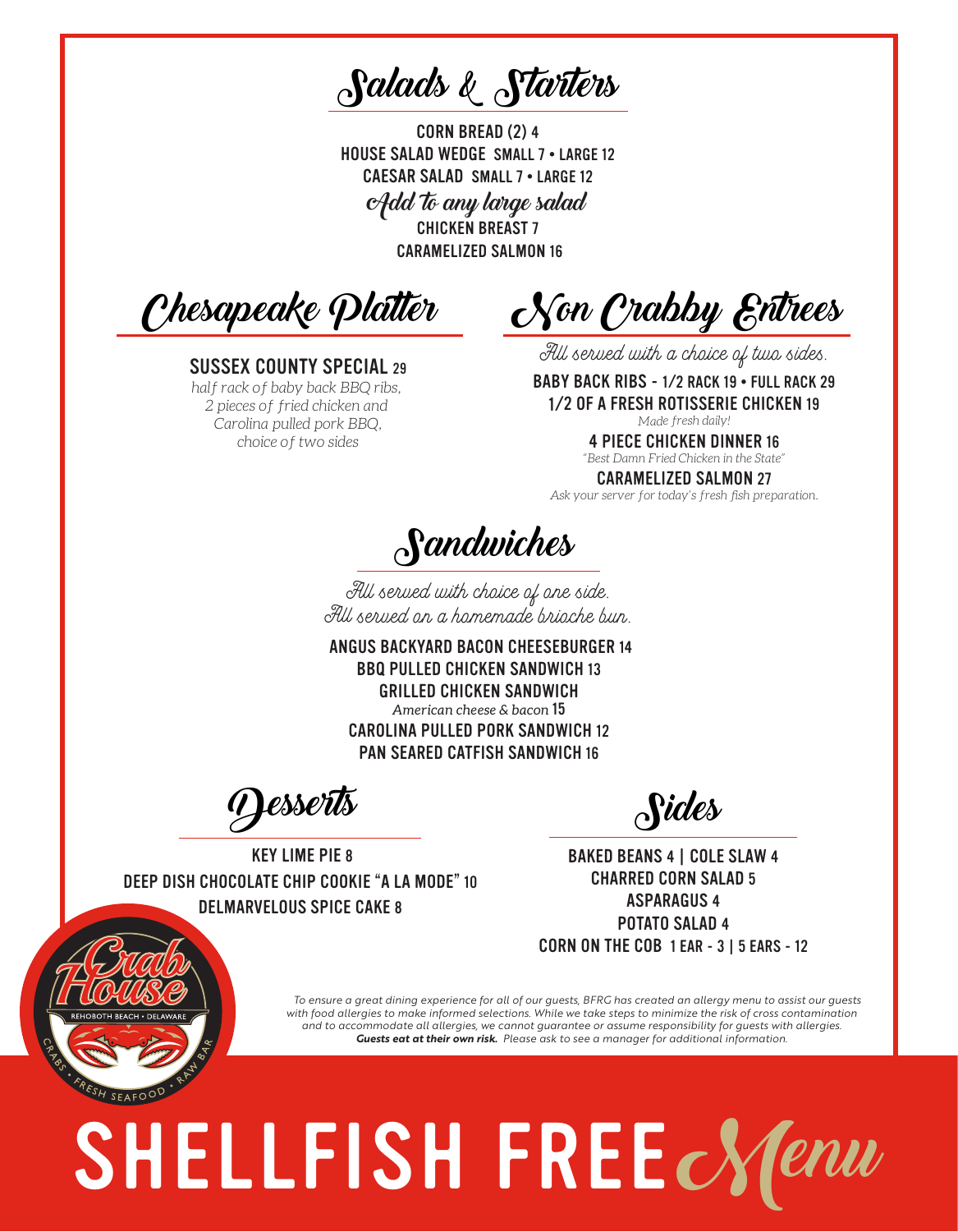## Salads & Starters

**CORN BREAD (2) 4**
**HOUSE SALAD WEDGE** SMALL 7 • LARGE 12
**CAESAR SALAD** SMALL 7 • LARGE 12

*Add to any large salad*

**CHICKEN BREAST 7**
**CARAMELIZED SALMON 16**

## Chesapeake Platter

**SUSSEX COUNTY SPECIAL 29**
*half rack of baby back BBQ ribs, 2 pieces of fried chicken and Carolina pulled pork BBQ, choice of two sides*

## Non Crabby Entrees

*All served with a choice of two sides.*

**BABY BACK RIBS -** 1/2 RACK 19 • FULL RACK 29
**1/2 OF A FRESH ROTISSERIE CHICKEN 19**
*Made fresh daily!*
**4 PIECE CHICKEN DINNER 16**
*"Best Damn Fried Chicken in the State"*
**CARAMELIZED SALMON 27**
*Ask your server for today's fresh fish preparation.*

## Sandwiches

*All served with choice of one side.*
*All served on a homemade brioche bun.*

**ANGUS BACKYARD BACON CHEESEBURGER 14**
**BBQ PULLED CHICKEN SANDWICH 13**
**GRILLED CHICKEN SANDWICH**
*American cheese & bacon* 15
**CAROLINA PULLED PORK SANDWICH 12**
**PAN SEARED CATFISH SANDWICH 16**

## Desserts

**KEY LIME PIE 8**
**DEEP DISH CHOCOLATE CHIP COOKIE "A LA MODE" 10**
**DELMARVELOUS SPICE CAKE 8**

## Sides

**BAKED BEANS 4 | COLE SLAW 4**
**CHARRED CORN SALAD 5**
**ASPARAGUS 4**
**POTATO SALAD 4**
**CORN ON THE COB** 1 EAR - 3 | 5 EARS - 12

Crab House
REHOBOTH BEACH • DELAWARE
CRABS • FRESH SEAFOOD • RAW BAR

*To ensure a great dining experience for all of our guests, BFRG has created an allergy menu to assist our guests with food allergies to make informed selections. While we take steps to minimize the risk of cross contamination and to accommodate all allergies, we cannot guarantee or assume responsibility for guests with allergies.* ***Guests eat at their own risk.*** *Please ask to see a manager for additional information.*

# SHELLFISH FREE Menu